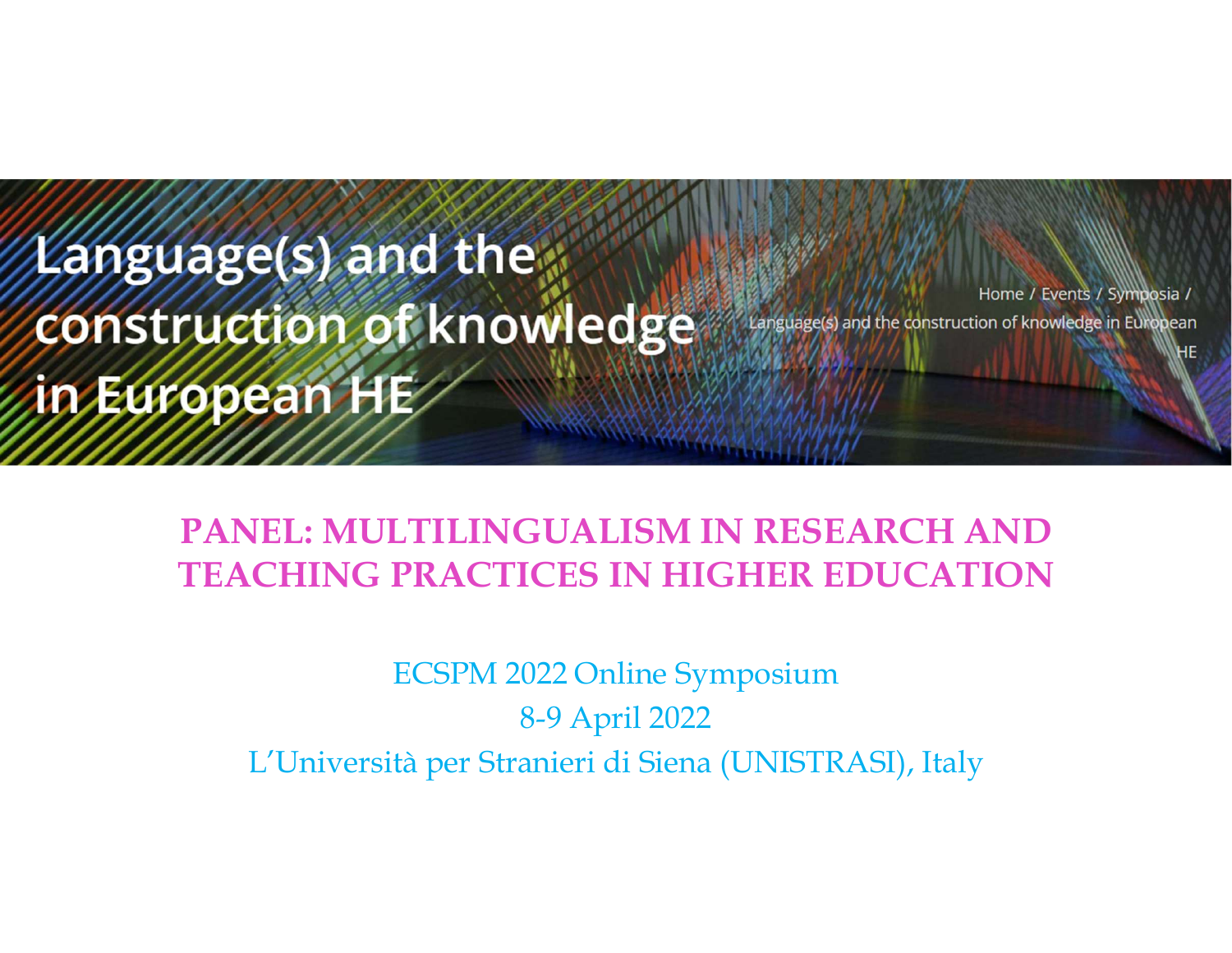# Language(s) and the construction of knowledge in European HE

Home / Events / Symposia / Language(s) and the construction of knowledge in European HE

## PANEL: MULTILINGUALISM IN RESEARCH AND TEACHING PRACTICES IN HIGHER EDUCATION

ECSPM 2022 Online Symposium
8-9 April 2022
L'Università per Stranieri di Siena (UNISTRASI), Italy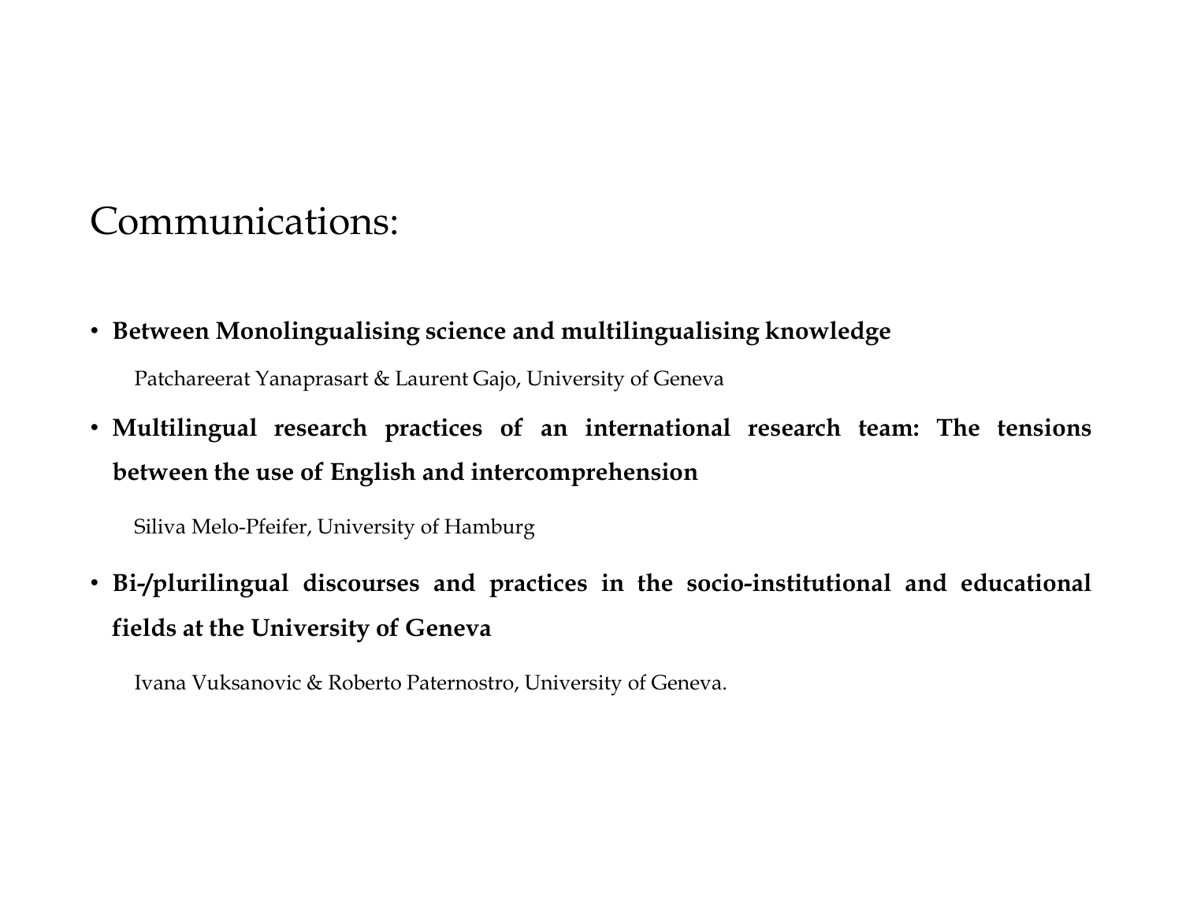# Communications:

- **Between Monolingualising science and multilingualising knowledge**

  Patchareerat Yanaprasart & Laurent Gajo, University of Geneva

- **Multilingual research practices of an international research team: The tensions between the use of English and intercomprehension**

  Siliva Melo-Pfeifer, University of Hamburg

- **Bi-/plurilingual discourses and practices in the socio-institutional and educational fields at the University of Geneva**

  Ivana Vuksanovic & Roberto Paternostro, University of Geneva.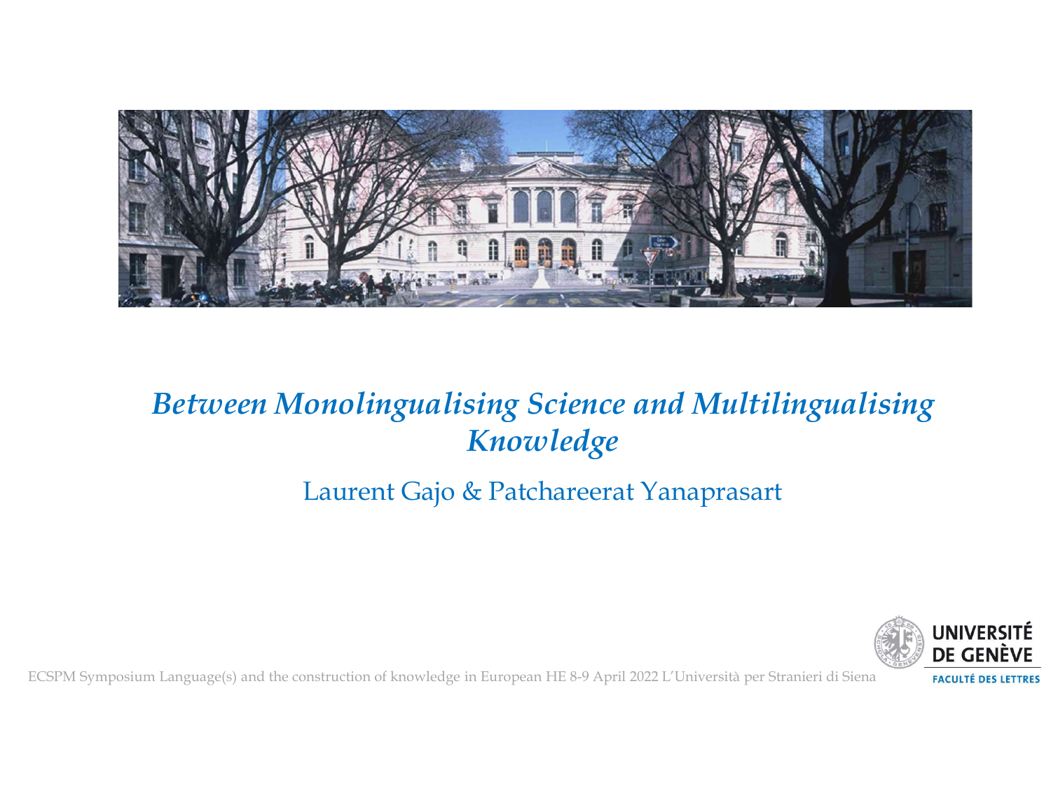*Between Monolingualising Science and Multilingualising Knowledge*

Laurent Gajo & Patchareerat Yanaprasart

ECSPM Symposium Language(s) and the construction of knowledge in European HE 8-9 April 2022 L'Università per Stranieri di Siena

UNIVERSITÉ DE GENÈVE

FACULTÉ DES LETTRES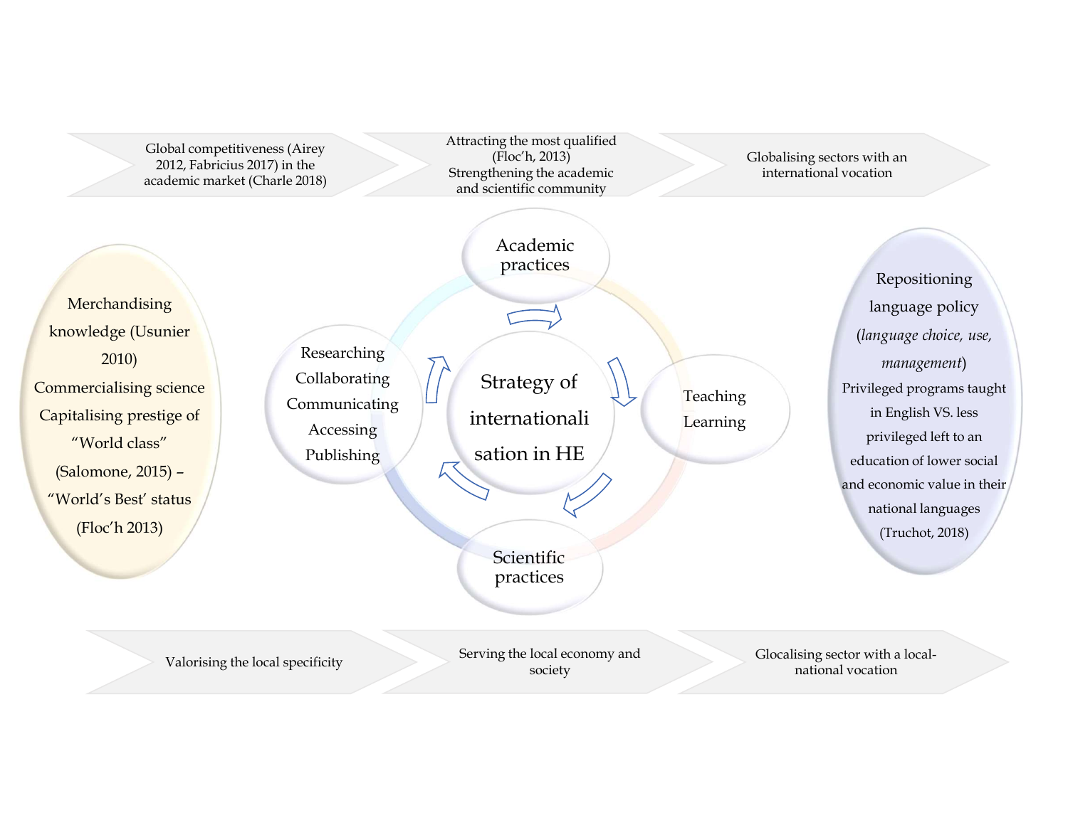Global competitiveness (Airey 2012, Fabricius 2017) in the academic market (Charle 2018)

Attracting the most qualified (Floc'h, 2013)
Strengthening the academic and scientific community

Globalising sectors with an international vocation

Merchandising knowledge (Usunier 2010)
Commercialising science
Capitalising prestige of "World class" (Salomone, 2015) – "World's Best' status (Floc'h 2013)

Academic practices

Researching
Collaborating
Communicating
Accessing
Publishing

Strategy of internationalisation in HE

Teaching
Learning

Scientific practices

Repositioning language policy (*language choice, use, management*)
Privileged programs taught in English VS. less privileged left to an education of lower social and economic value in their national languages (Truchot, 2018)

Valorising the local specificity

Serving the local economy and society

Glocalising sector with a local-national vocation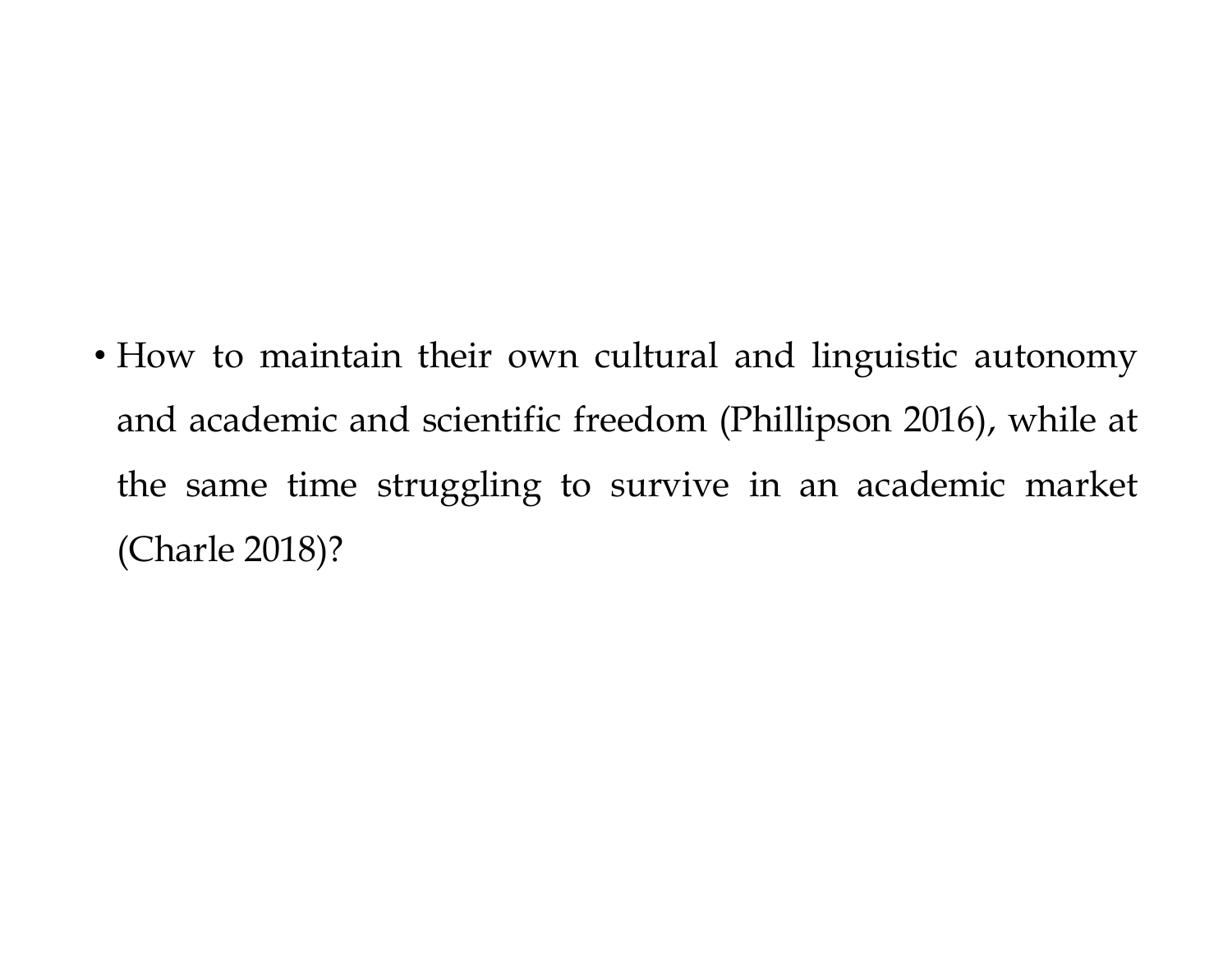- How to maintain their own cultural and linguistic autonomy and academic and scientific freedom (Phillipson 2016), while at the same time struggling to survive in an academic market (Charle 2018)?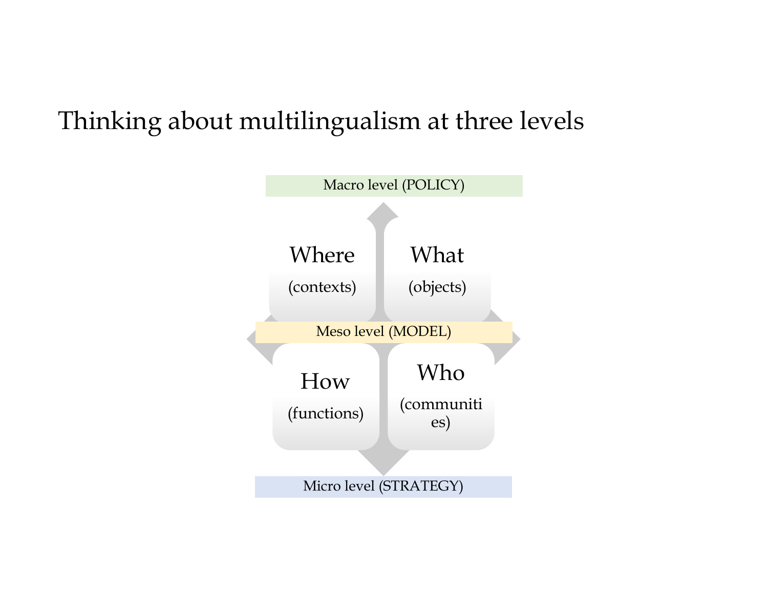# Thinking about multilingualism at three levels

Macro level (POLICY)

Where (contexts)

What (objects)

Meso level (MODEL)

How (functions)

Who (communities)

Micro level (STRATEGY)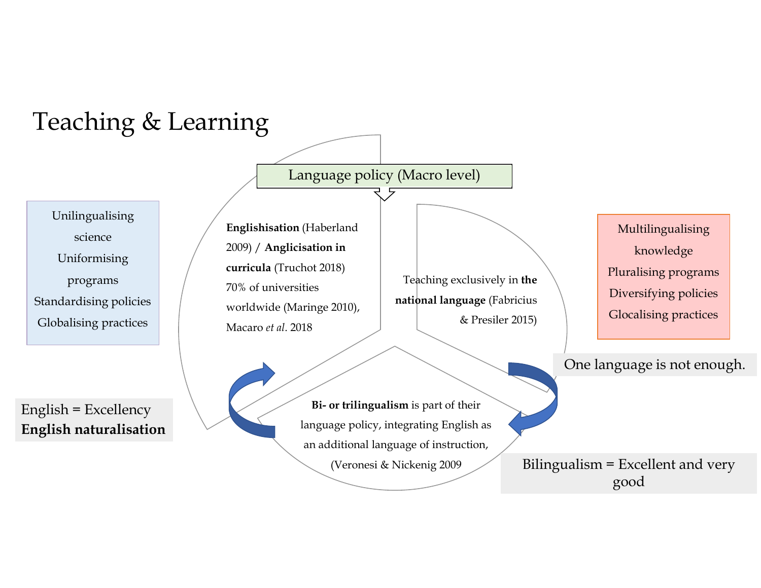# Teaching & Learning

Language policy (Macro level)

Unilingualising science
Uniformising programs
Standardising policies
Globalising practices

**Englishisation** (Haberland 2009) / **Anglicisation in curricula** (Truchot 2018)
70% of universities worldwide (Maringe 2010), Macaro *et al*. 2018

Teaching exclusively in **the national language** (Fabricius & Presiler 2015)

Multilingualising knowledge
Pluralising programs
Diversifying policies
Glocalising practices

One language is not enough.

English = Excellency
**English naturalisation**

**Bi- or trilingualism** is part of their language policy, integrating English as an additional language of instruction, (Veronesi & Nickenig 2009

Bilingualism = Excellent and very good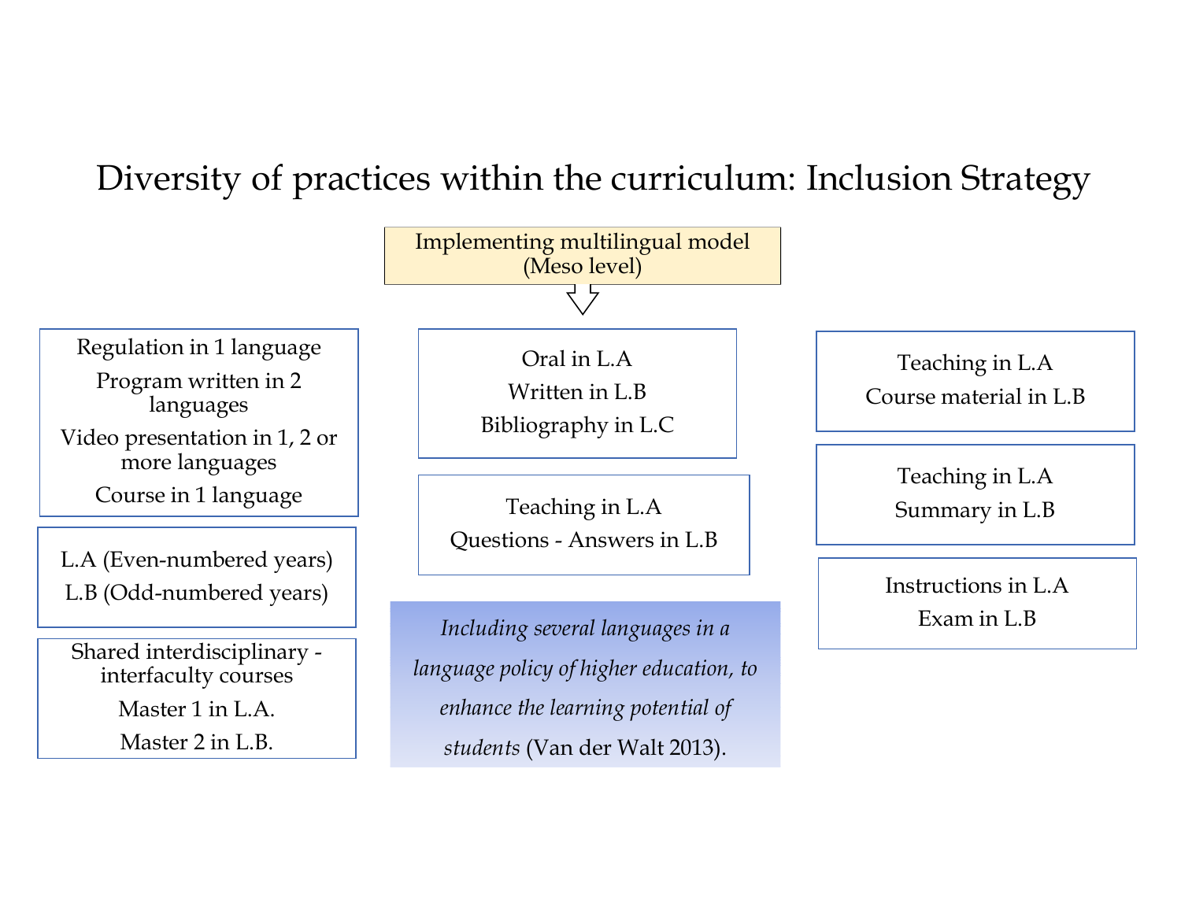# Diversity of practices within the curriculum: Inclusion Strategy

Implementing multilingual model (Meso level)

Regulation in 1 language

Program written in 2 languages

Video presentation in 1, 2 or more languages

Course in 1 language

L.A (Even-numbered years)

L.B (Odd-numbered years)

Shared interdisciplinary - interfaculty courses

Master 1 in L.A.

Master 2 in L.B.

Oral in L.A

Written in L.B

Bibliography in L.C

Teaching in L.A

Questions - Answers in L.B

*Including several languages in a language policy of higher education, to enhance the learning potential of students* (Van der Walt 2013).

Teaching in L.A

Course material in L.B

Teaching in L.A

Summary in L.B

Instructions in L.A

Exam in L.B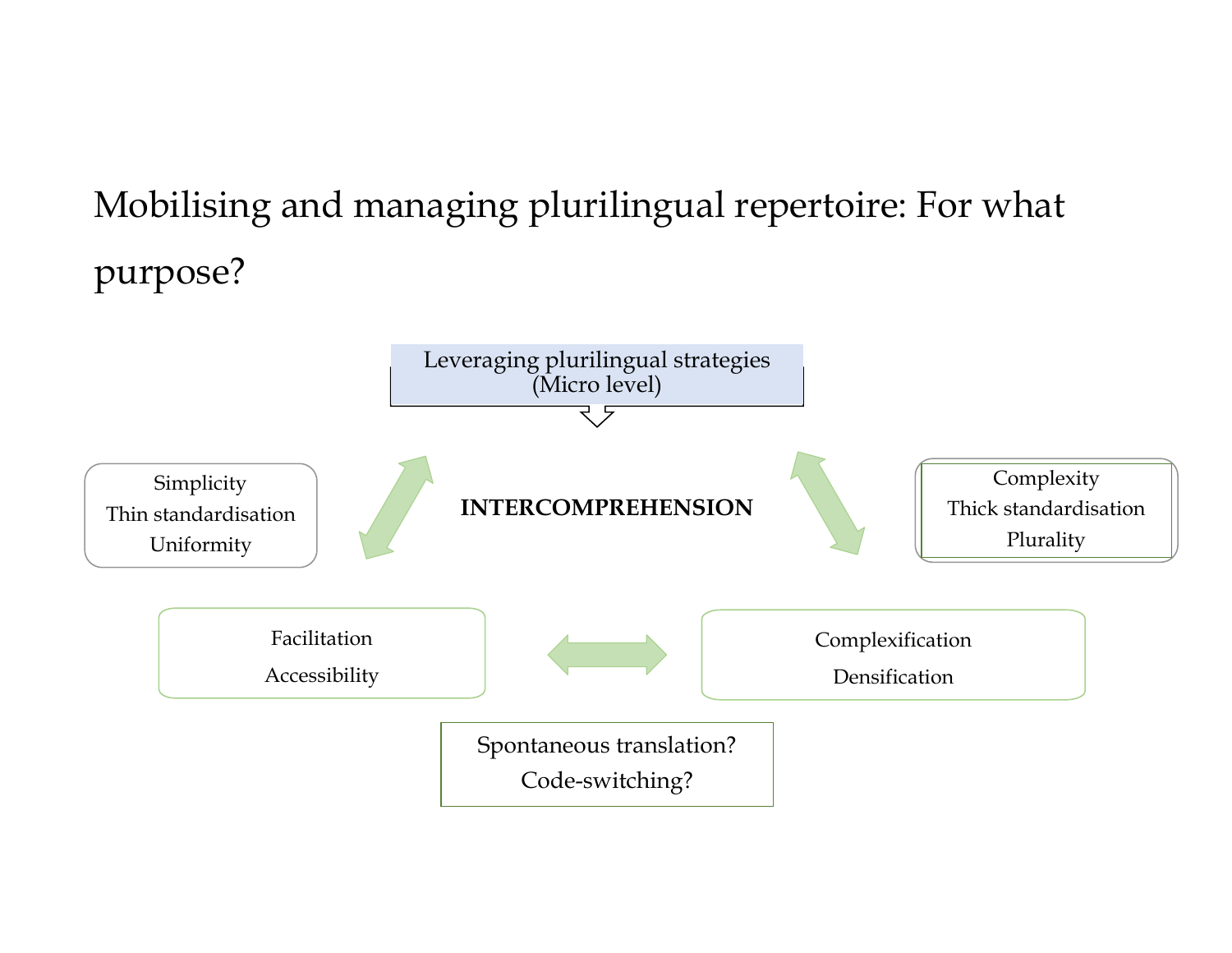# Mobilising and managing plurilingual repertoire: For what purpose?

Leveraging plurilingual strategies
(Micro level)

Simplicity
Thin standardisation
Uniformity

**INTERCOMPREHENSION**

Complexity
Thick standardisation
Plurality

Facilitation
Accessibility

Complexification
Densification

Spontaneous translation?
Code-switching?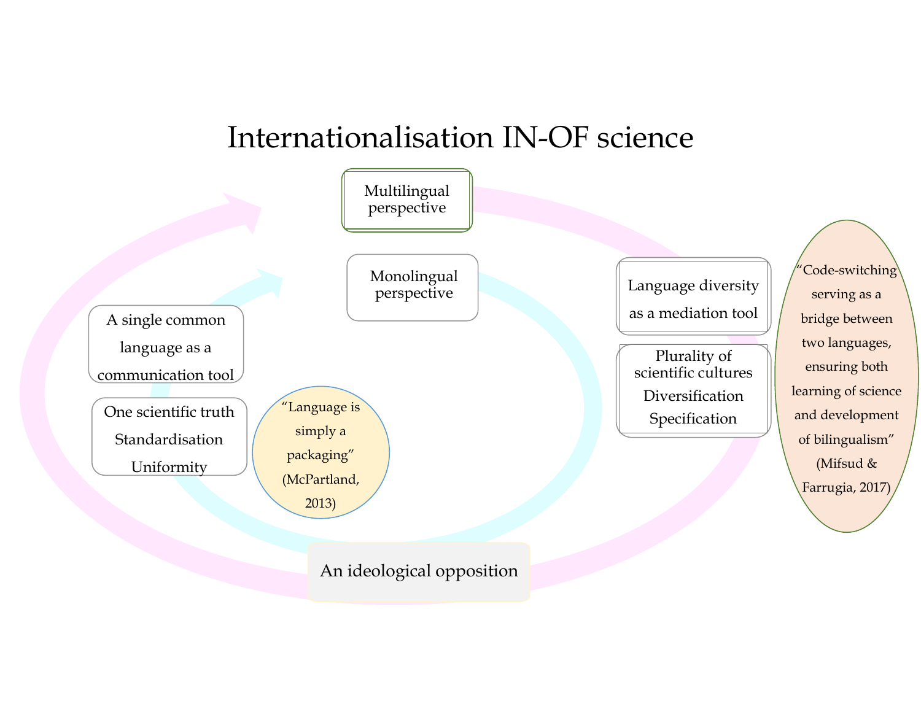# Internationalisation IN-OF science

Multilingual perspective

Monolingual perspective

A single common language as a communication tool

One scientific truth
Standardisation
Uniformity

"Language is simply a packaging" (McPartland, 2013)

Language diversity as a mediation tool

Plurality of scientific cultures
Diversification
Specification

"Code-switching serving as a bridge between two languages, ensuring both learning of science and development of bilingualism" (Mifsud & Farrugia, 2017)

An ideological opposition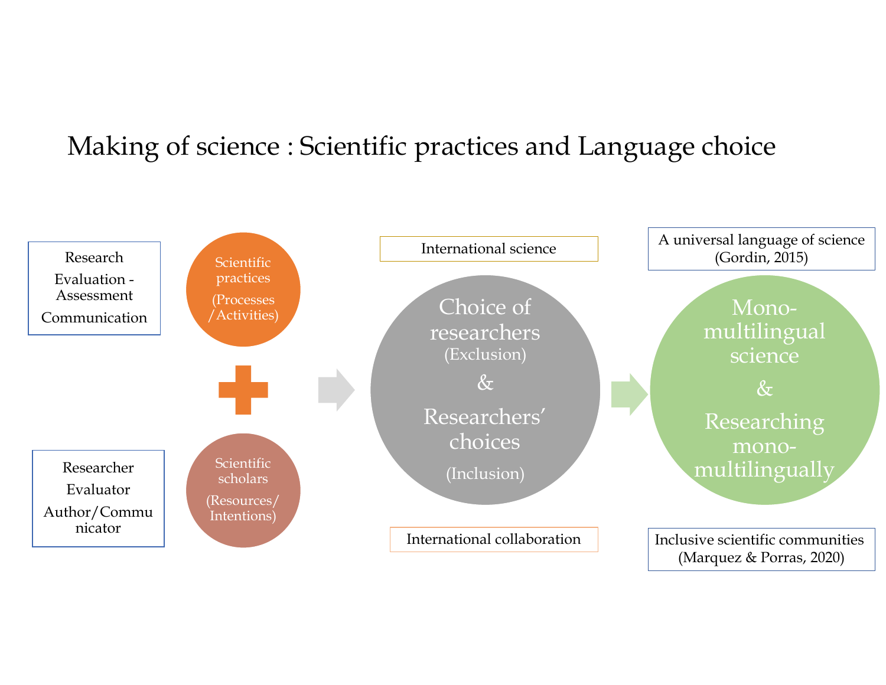# Making of science : Scientific practices and Language choice

Research
Evaluation - Assessment
Communication

Scientific practices
(Processes /Activities)

Researcher
Evaluator
Author/Communicator

Scientific scholars
(Resources/ Intentions)

International science

Choice of researchers
(Exclusion)
&
Researchers' choices
(Inclusion)

International collaboration

A universal language of science (Gordin, 2015)

Mono-multilingual science
&
Researching mono-multilingually

Inclusive scientific communities (Marquez & Porras, 2020)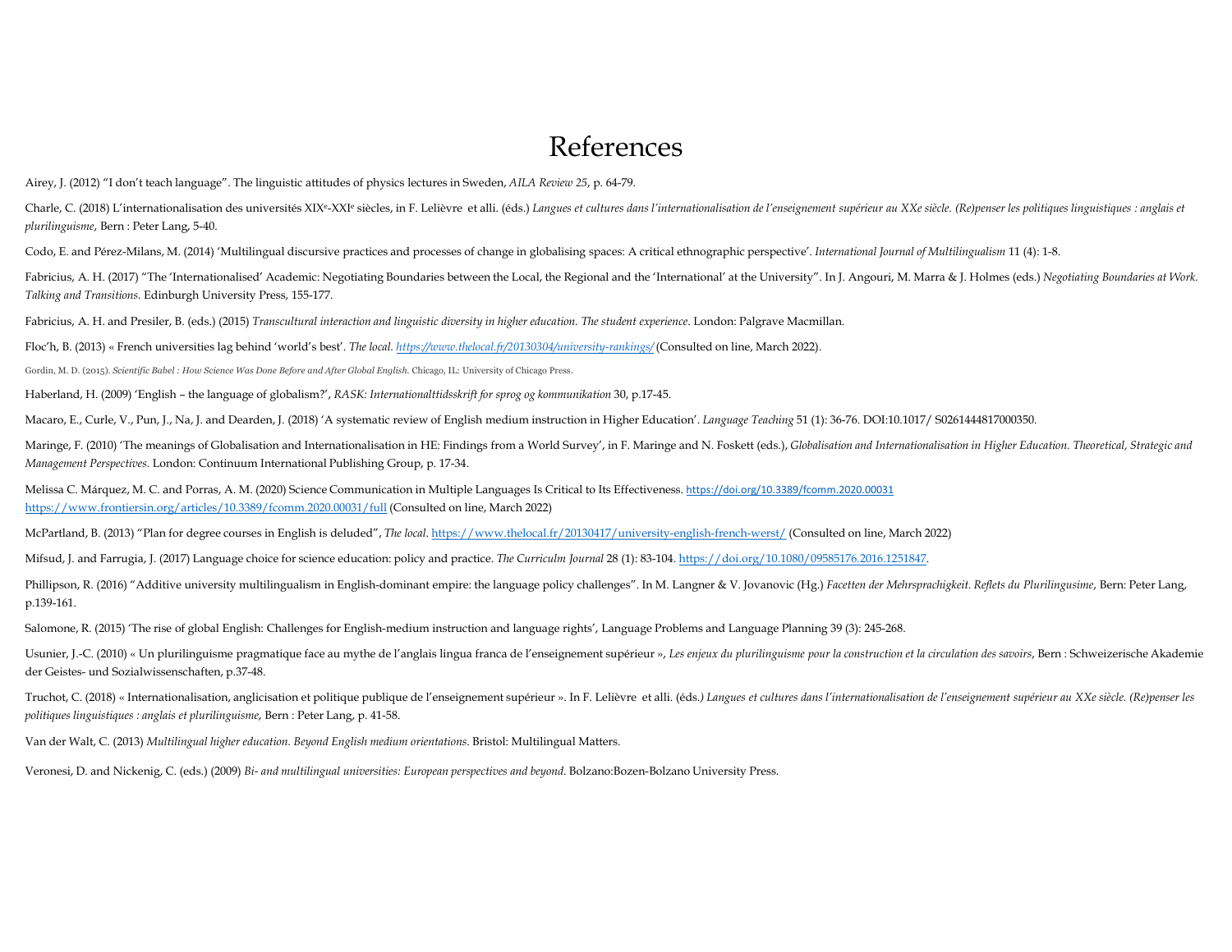# References

Airey, J. (2012) “I don’t teach language”. The linguistic attitudes of physics lectures in Sweden, *AILA Review 25*, p. 64-79.

Charle, C. (2018) L’internationalisation des universités XIX$^{e}$-XXI$^{e}$ siècles, in F. Lelièvre et alli. (éds.) *Langues et cultures dans l’internationalisation de l’enseignement supérieur au XXe siècle. (Re)penser les politiques linguistiques : anglais et plurilinguisme*, Bern : Peter Lang, 5-40.

Codo, E. and Pérez-Milans, M. (2014) ‘Multilingual discursive practices and processes of change in globalising spaces: A critical ethnographic perspective’. *International Journal of Multilingualism* 11 (4): 1-8.

Fabricius, A. H. (2017) “The ‘Internationalised’ Academic: Negotiating Boundaries between the Local, the Regional and the ‘International’ at the University”. In J. Angouri, M. Marra & J. Holmes (eds.) *Negotiating Boundaries at Work. Talking and Transitions.* Edinburgh University Press, 155-177.

Fabricius, A. H. and Presiler, B. (eds.) (2015) *Transcultural interaction and linguistic diversity in higher education. The student experience*. London: Palgrave Macmillan.

Floc’h, B. (2013) « French universities lag behind ‘world’s best’. *The local. https://www.thelocal.fr/20130304/university-rankings/* (Consulted on line, March 2022).

Gordin, M. D. (2015). *Scientific Babel : How Science Was Done Before and After Global English*. Chicago, IL: University of Chicago Press.

Haberland, H. (2009) ‘English – the language of globalism?’, *RASK: Internationalttidsskrift for sprog og kommunikation* 30, p.17-45.

Macaro, E., Curle, V., Pun, J., Na, J. and Dearden, J. (2018) ‘A systematic review of English medium instruction in Higher Education’. *Language Teaching* 51 (1): 36-76. DOI:10.1017/ S0261444817000350.

Maringe, F. (2010) ‘The meanings of Globalisation and Internationalisation in HE: Findings from a World Survey’, in F. Maringe and N. Foskett (eds.), *Globalisation and Internationalisation in Higher Education. Theoretical, Strategic and Management Perspectives*. London: Continuum International Publishing Group, p. 17-34.

Melissa C. Márquez, M. C. and Porras, A. M. (2020) Science Communication in Multiple Languages Is Critical to Its Effectiveness. https://doi.org/10.3389/fcomm.2020.00031 https://www.frontiersin.org/articles/10.3389/fcomm.2020.00031/full (Consulted on line, March 2022)

McPartland, B. (2013) “Plan for degree courses in English is deluded”, *The local*. https://www.thelocal.fr/20130417/university-english-french-werst/ (Consulted on line, March 2022)

Mifsud, J. and Farrugia, J. (2017) Language choice for science education: policy and practice. *The Curriculm Journal* 28 (1): 83-104. https://doi.org/10.1080/09585176.2016.1251847.

Phillipson, R. (2016) “Additive university multilingualism in English-dominant empire: the language policy challenges”. In M. Langner & V. Jovanovic (Hg.) *Facetten der Mehrsprachigkeit. Reflets du Plurilingusime*, Bern: Peter Lang, p.139-161.

Salomone, R. (2015) ‘The rise of global English: Challenges for English-medium instruction and language rights’, Language Problems and Language Planning 39 (3): 245-268.

Usunier, J.-C. (2010) « Un plurilinguisme pragmatique face au mythe de l’anglais lingua franca de l’enseignement supérieur », *Les enjeux du plurilinguisme pour la construction et la circulation des savoirs*, Bern : Schweizerische Akademie der Geistes- und Sozialwissenschaften, p.37-48.

Truchot, C. (2018) « Internationalisation, anglicisation et politique publique de l’enseignement supérieur ». In F. Lelièvre et alli. (éds.) *Langues et cultures dans l’internationalisation de l’enseignement supérieur au XXe siècle. (Re)penser les politiques linguistiques : anglais et plurilinguisme*, Bern : Peter Lang, p. 41-58.

Van der Walt, C. (2013) *Multilingual higher education. Beyond English medium orientations*. Bristol: Multilingual Matters.

Veronesi, D. and Nickenig, C. (eds.) (2009) *Bi- and multilingual universities: European perspectives and beyond*. Bolzano:Bozen-Bolzano University Press.